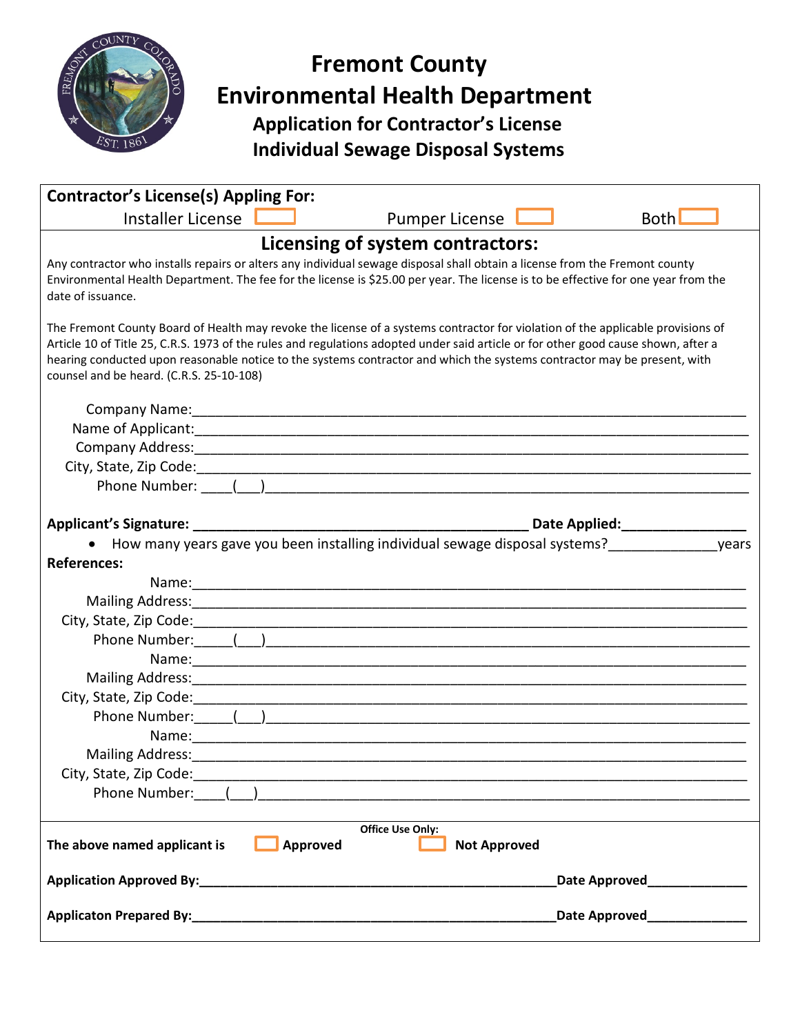# Fremont County
# Environmental Health Department
## Application for Contractor's License
## Individual Sewage Disposal Systems

**Contractor's License(s) Appling For:**

Installer License ☐ Pumper License ☐ Both ☐

### Licensing of system contractors:

Any contractor who installs repairs or alters any individual sewage disposal shall obtain a license from the Fremont county Environmental Health Department. The fee for the license is $25.00 per year. The license is to be effective for one year from the date of issuance.

The Fremont County Board of Health may revoke the license of a systems contractor for violation of the applicable provisions of Article 10 of Title 25, C.R.S. 1973 of the rules and regulations adopted under said article or for other good cause shown, after a hearing conducted upon reasonable notice to the systems contractor and which the systems contractor may be present, with counsel and be heard. (C.R.S. 25-10-108)

Company Name:________________________________________________

Name of Applicant:______________________________________________

Company Address:______________________________________________

City, State, Zip Code:____________________________________________

Phone Number: ____(___)_________________________________________

**Applicant's Signature: ______________________________ Date Applied:______________**

- How many years gave you been installing individual sewage disposal systems?____________years

**References:**

Name:_______________________________________________________

Mailing Address:_______________________________________________

City, State, Zip Code:____________________________________________

Phone Number:_____(___)_________________________________________

Name:_______________________________________________________

Mailing Address:_______________________________________________

City, State, Zip Code:____________________________________________

Phone Number:_____(___)_________________________________________

Name:_______________________________________________________

Mailing Address:_______________________________________________

City, State, Zip Code:____________________________________________

Phone Number:____(___)__________________________________________

**Office Use Only:**

**The above named applicant is** ☐ **Approved** ☐ **Not Approved**

**Application Approved By:________________________________________Date Approved_____________**

**Applicaton Prepared By:_________________________________________Date Approved_____________**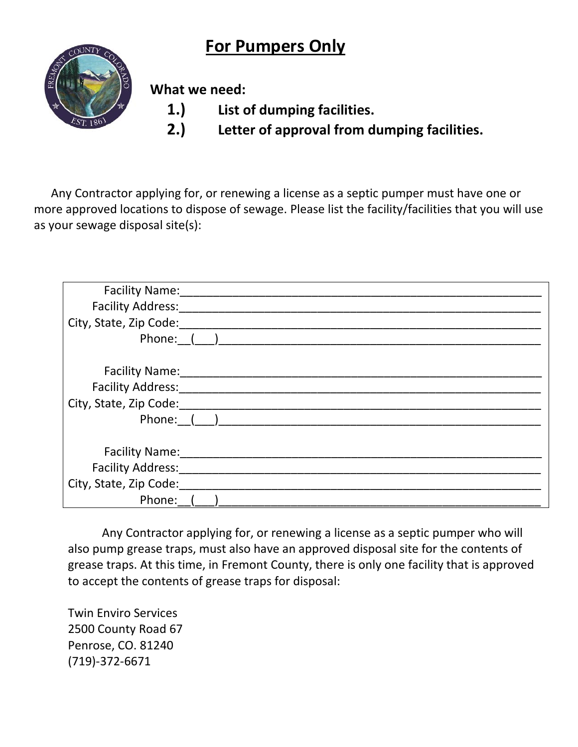# For Pumpers Only

**What we need:**

1. **List of dumping facilities.**
2. **Letter of approval from dumping facilities.**

Any Contractor applying for, or renewing a license as a septic pumper must have one or more approved locations to dispose of sewage. Please list the facility/facilities that you will use as your sewage disposal site(s):

Facility Name:\_\_\_\_\_\_\_\_\_\_\_\_\_\_\_\_\_\_\_\_\_\_\_\_\_\_\_\_\_\_\_\_\_\_\_\_\_\_\_\_\_\_\_\_\_\_\_\_\_\_\_\_\_\_\_\_\_\_
Facility Address:\_\_\_\_\_\_\_\_\_\_\_\_\_\_\_\_\_\_\_\_\_\_\_\_\_\_\_\_\_\_\_\_\_\_\_\_\_\_\_\_\_\_\_\_\_\_\_\_\_\_\_\_\_\_\_\_\_\_
City, State, Zip Code:\_\_\_\_\_\_\_\_\_\_\_\_\_\_\_\_\_\_\_\_\_\_\_\_\_\_\_\_\_\_\_\_\_\_\_\_\_\_\_\_\_\_\_\_\_\_\_\_\_\_\_\_\_\_\_\_\_\_
Phone:\_\_(\_\_\_)\_\_\_\_\_\_\_\_\_\_\_\_\_\_\_\_\_\_\_\_\_\_\_\_\_\_\_\_\_\_\_\_\_\_\_\_\_\_\_\_\_\_\_\_\_\_\_\_\_\_\_\_

Facility Name:\_\_\_\_\_\_\_\_\_\_\_\_\_\_\_\_\_\_\_\_\_\_\_\_\_\_\_\_\_\_\_\_\_\_\_\_\_\_\_\_\_\_\_\_\_\_\_\_\_\_\_\_\_\_\_\_\_\_
Facility Address:\_\_\_\_\_\_\_\_\_\_\_\_\_\_\_\_\_\_\_\_\_\_\_\_\_\_\_\_\_\_\_\_\_\_\_\_\_\_\_\_\_\_\_\_\_\_\_\_\_\_\_\_\_\_\_\_\_\_
City, State, Zip Code:\_\_\_\_\_\_\_\_\_\_\_\_\_\_\_\_\_\_\_\_\_\_\_\_\_\_\_\_\_\_\_\_\_\_\_\_\_\_\_\_\_\_\_\_\_\_\_\_\_\_\_\_\_\_\_\_\_\_
Phone:\_\_(\_\_\_)\_\_\_\_\_\_\_\_\_\_\_\_\_\_\_\_\_\_\_\_\_\_\_\_\_\_\_\_\_\_\_\_\_\_\_\_\_\_\_\_\_\_\_\_\_\_\_\_\_\_\_\_

Facility Name:\_\_\_\_\_\_\_\_\_\_\_\_\_\_\_\_\_\_\_\_\_\_\_\_\_\_\_\_\_\_\_\_\_\_\_\_\_\_\_\_\_\_\_\_\_\_\_\_\_\_\_\_\_\_\_\_\_\_
Facility Address:\_\_\_\_\_\_\_\_\_\_\_\_\_\_\_\_\_\_\_\_\_\_\_\_\_\_\_\_\_\_\_\_\_\_\_\_\_\_\_\_\_\_\_\_\_\_\_\_\_\_\_\_\_\_\_\_\_\_
City, State, Zip Code:\_\_\_\_\_\_\_\_\_\_\_\_\_\_\_\_\_\_\_\_\_\_\_\_\_\_\_\_\_\_\_\_\_\_\_\_\_\_\_\_\_\_\_\_\_\_\_\_\_\_\_\_\_\_\_\_\_\_
Phone:\_\_(\_\_\_)\_\_\_\_\_\_\_\_\_\_\_\_\_\_\_\_\_\_\_\_\_\_\_\_\_\_\_\_\_\_\_\_\_\_\_\_\_\_\_\_\_\_\_\_\_\_\_\_\_\_\_\_

Any Contractor applying for, or renewing a license as a septic pumper who will also pump grease traps, must also have an approved disposal site for the contents of grease traps. At this time, in Fremont County, there is only one facility that is approved to accept the contents of grease traps for disposal:

Twin Enviro Services
2500 County Road 67
Penrose, CO. 81240
(719)-372-6671